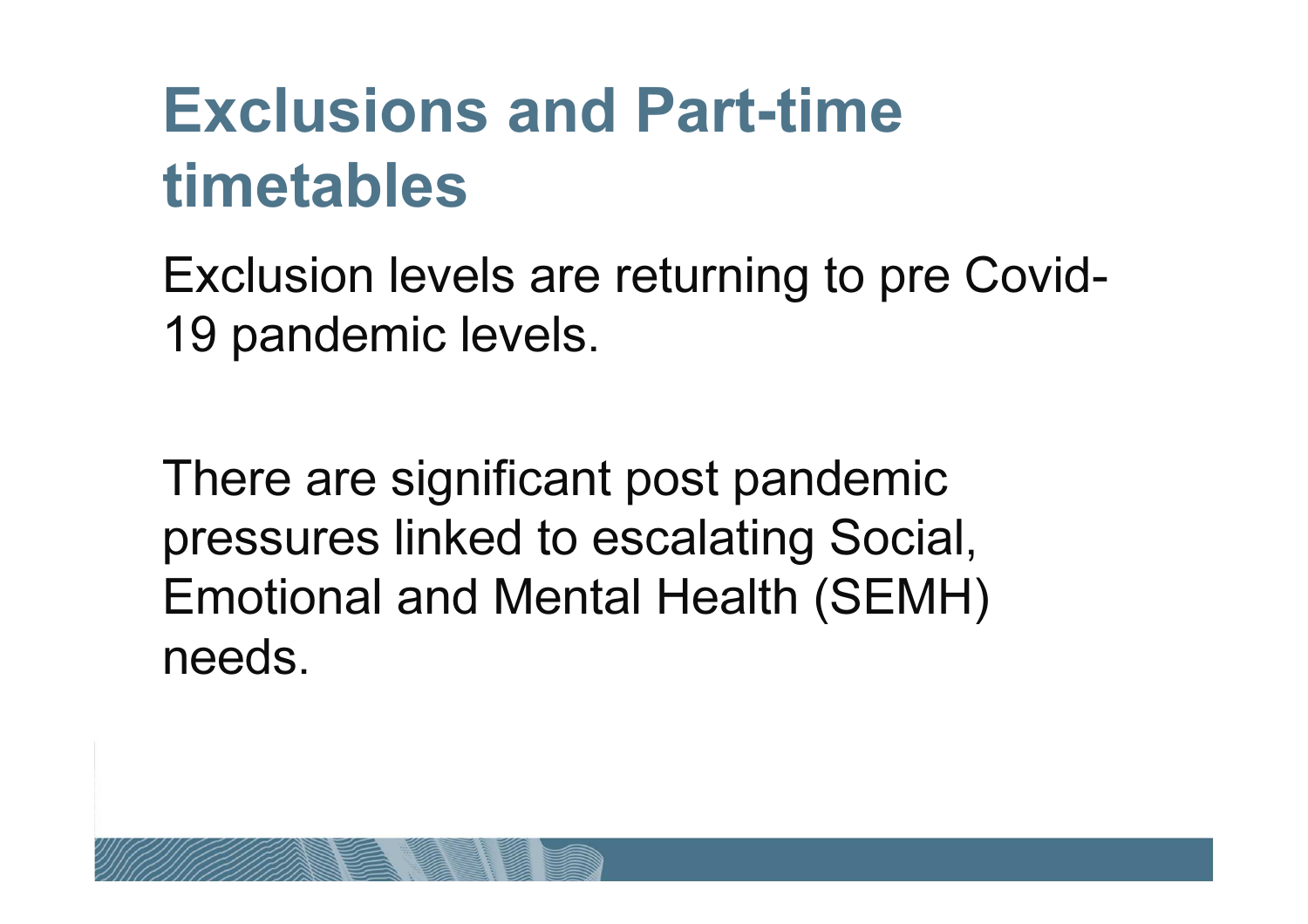# Exclusions and Part-time timetables

Exclusion levels are returning to pre Covid-19 pandemic levels.

There are significant post pandemic pressures linked to escalating Social, Emotional and Mental Health (SEMH) needs.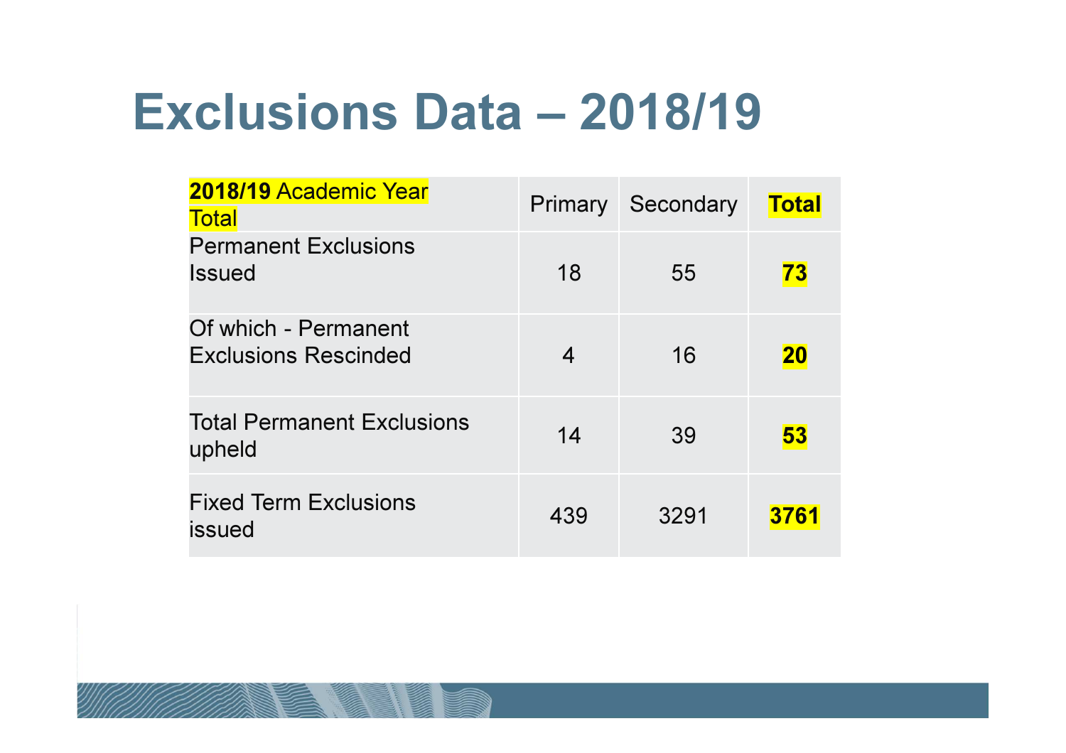# Exclusions Data – 2018/19

| **2018/19** Academic Year Total | Primary | Secondary | **Total** |
| --- | --- | --- | --- |
| Permanent Exclusions Issued | 18 | 55 | **73** |
| Of which - Permanent Exclusions Rescinded | 4 | 16 | **20** |
| Total Permanent Exclusions upheld | 14 | 39 | **53** |
| Fixed Term Exclusions issued | 439 | 3291 | **3761** |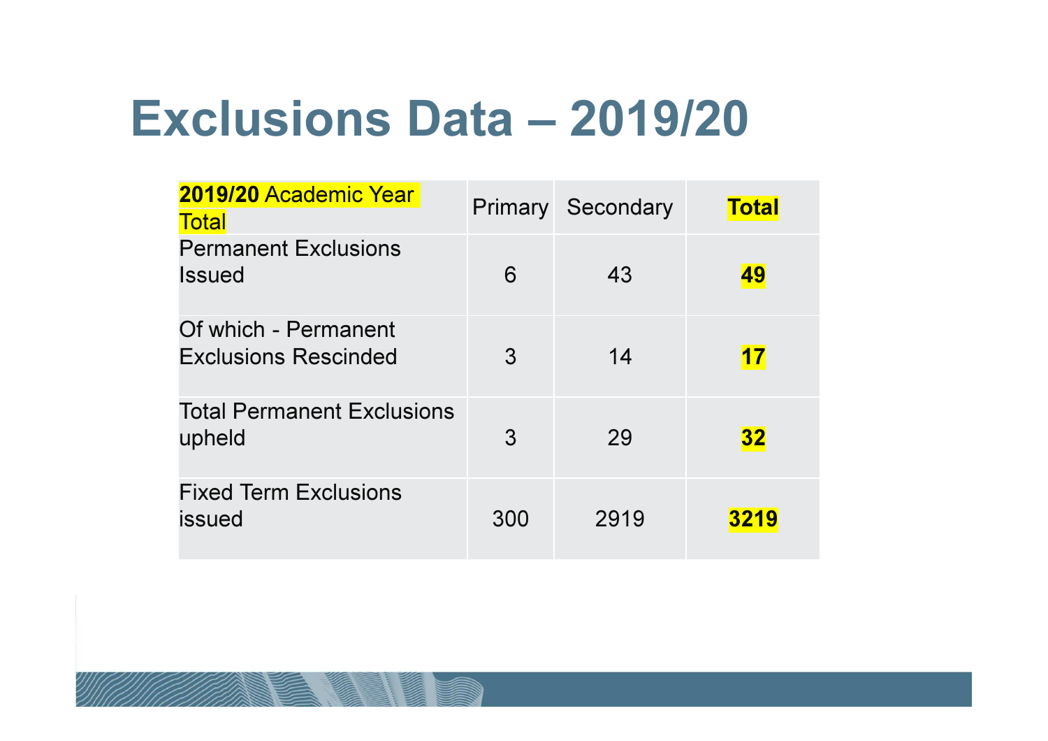# Exclusions Data – 2019/20

| **2019/20** Academic Year Total | Primary | Secondary | **Total** |
|---|---|---|---|
| Permanent Exclusions Issued | 6 | 43 | **49** |
| Of which - Permanent Exclusions Rescinded | 3 | 14 | **17** |
| Total Permanent Exclusions upheld | 3 | 29 | **32** |
| Fixed Term Exclusions issued | 300 | 2919 | **3219** |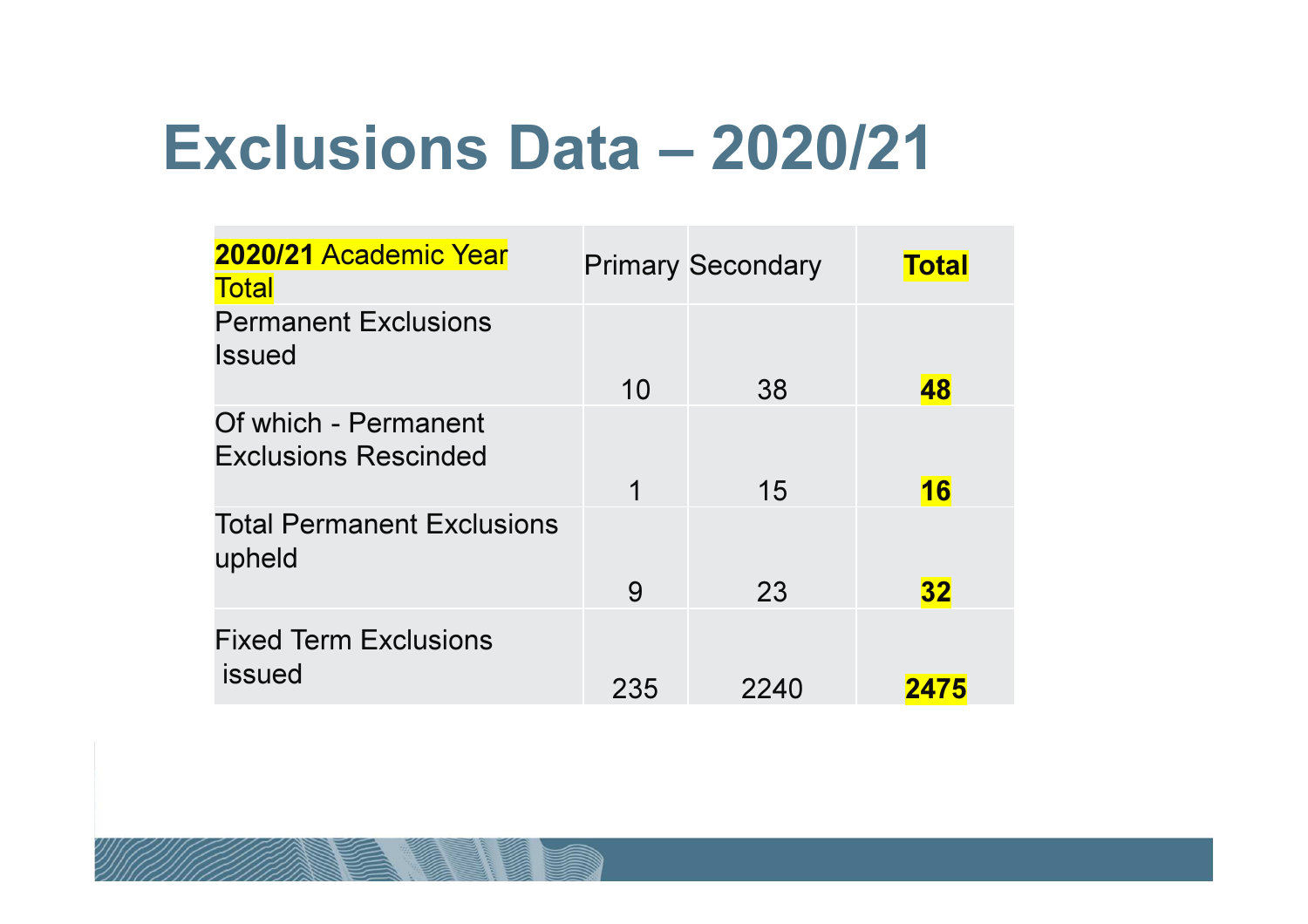# Exclusions Data – 2020/21

| **2020/21** Academic Year Total | Primary | Secondary | **Total** |
|---|---|---|---|
| Permanent Exclusions Issued | 10 | 38 | **48** |
| Of which - Permanent Exclusions Rescinded | 1 | 15 | **16** |
| Total Permanent Exclusions upheld | 9 | 23 | **32** |
| Fixed Term Exclusions issued | 235 | 2240 | **2475** |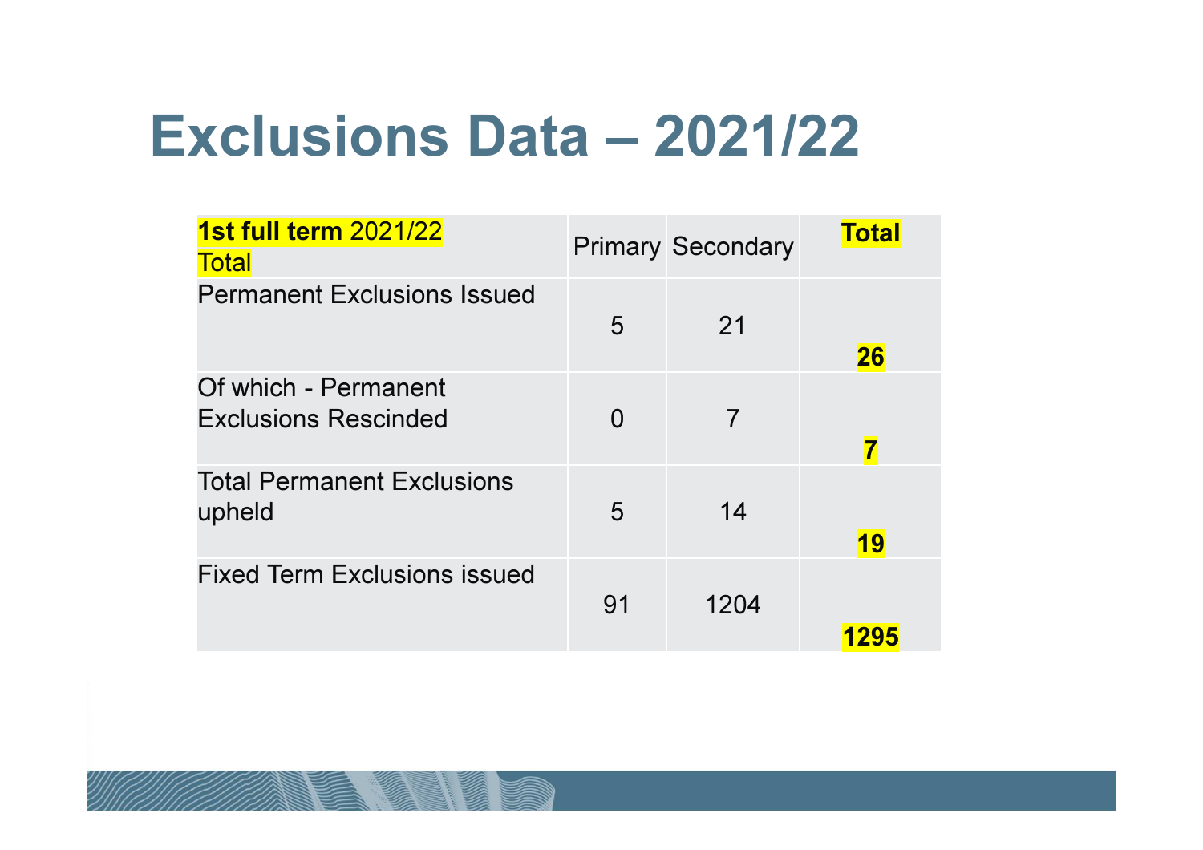# Exclusions Data – 2021/22

| **1st full term** 2021/22 Total | Primary | Secondary | **Total** |
|---|---|---|---|
| Permanent Exclusions Issued | 5 | 21 | **26** |
| Of which - Permanent Exclusions Rescinded | 0 | 7 | **7** |
| Total Permanent Exclusions upheld | 5 | 14 | **19** |
| Fixed Term Exclusions issued | 91 | 1204 | **1295** |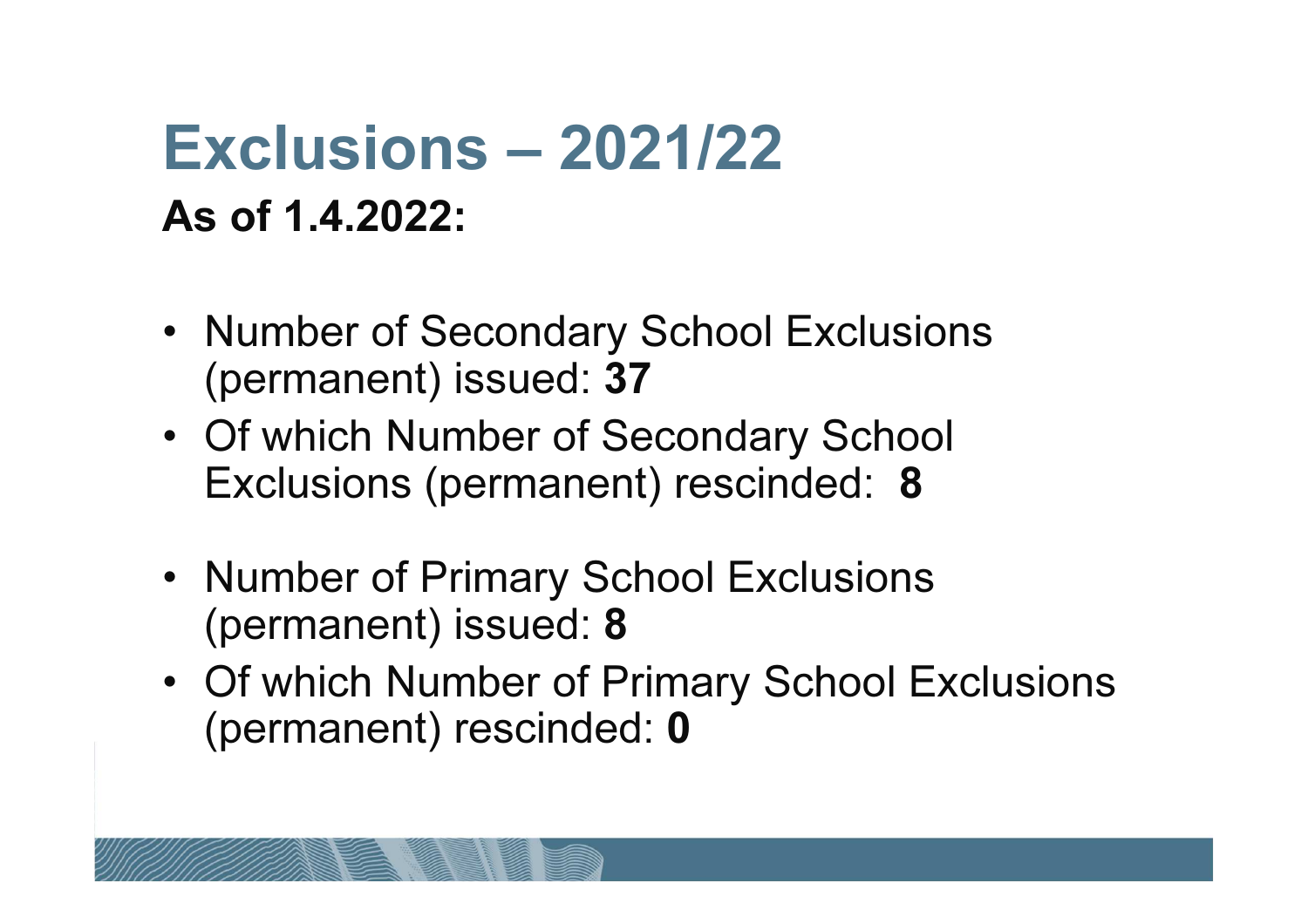# Exclusions – 2021/22

**As of 1.4.2022:**

- Number of Secondary School Exclusions (permanent) issued: **37**
- Of which Number of Secondary School Exclusions (permanent) rescinded: **8**

- Number of Primary School Exclusions (permanent) issued: **8**
- Of which Number of Primary School Exclusions (permanent) rescinded: **0**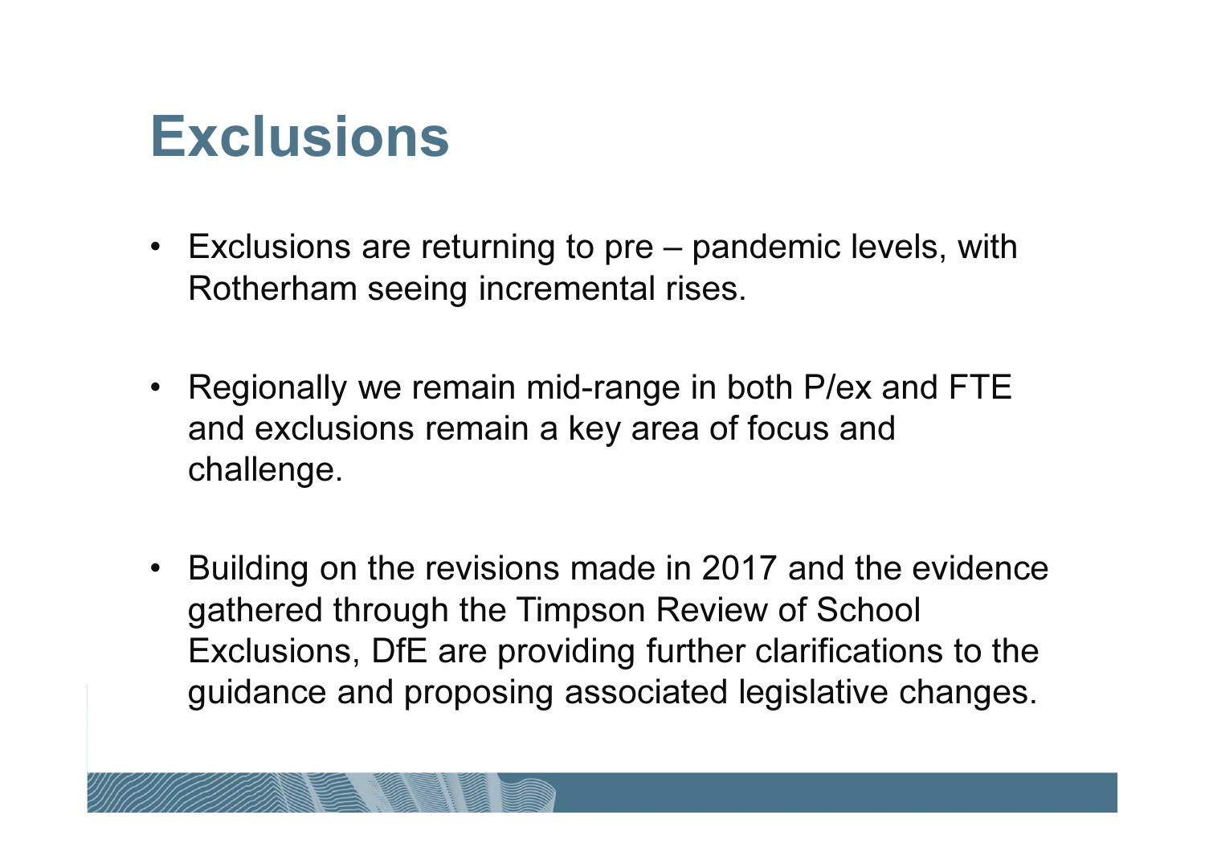# Exclusions

- Exclusions are returning to pre – pandemic levels, with Rotherham seeing incremental rises.
- Regionally we remain mid-range in both P/ex and FTE and exclusions remain a key area of focus and challenge.
- Building on the revisions made in 2017 and the evidence gathered through the Timpson Review of School Exclusions, DfE are providing further clarifications to the guidance and proposing associated legislative changes.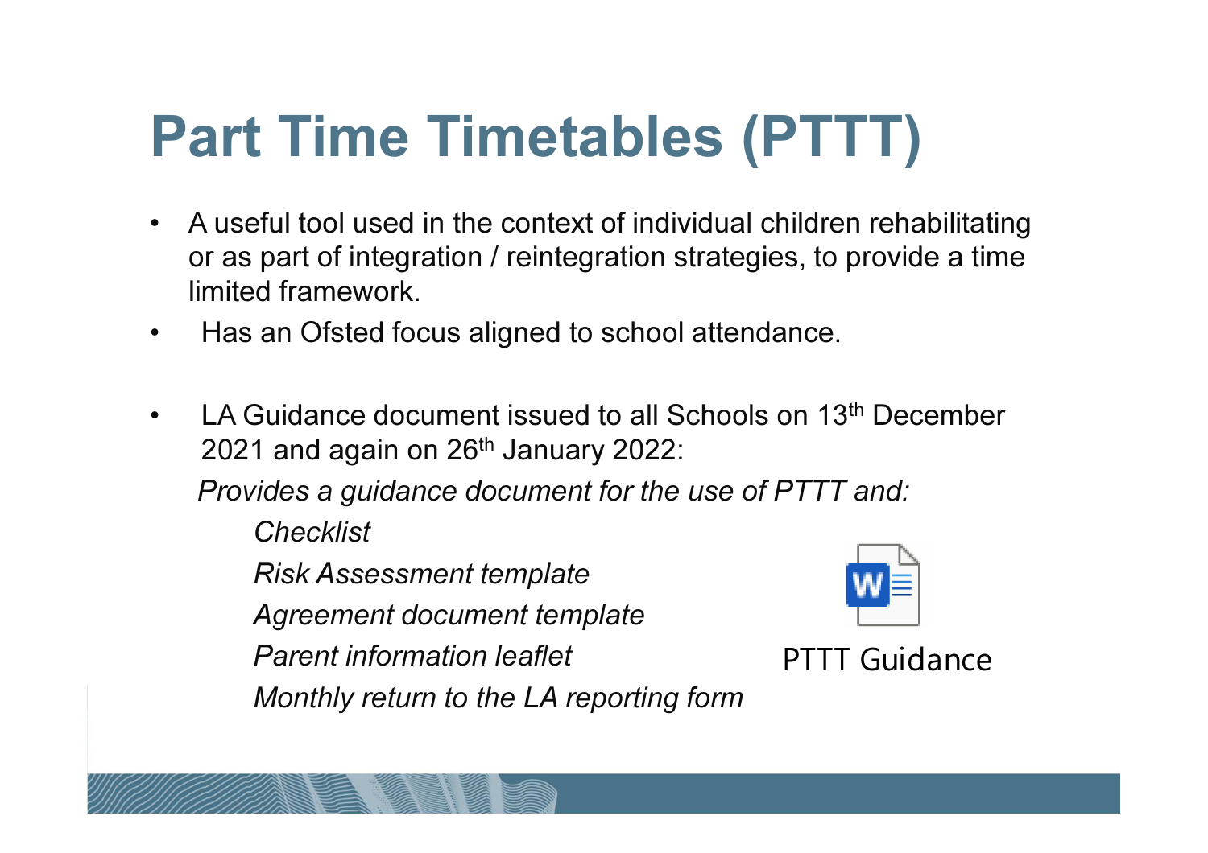# Part Time Timetables (PTTT)

- A useful tool used in the context of individual children rehabilitating or as part of integration / reintegration strategies, to provide a time limited framework.
- Has an Ofsted focus aligned to school attendance.
- LA Guidance document issued to all Schools on 13th December 2021 and again on 26th January 2022:

*Provides a guidance document for the use of PTTT and:*

*Checklist*

*Risk Assessment template*

*Agreement document template*

*Parent information leaflet*

*Monthly return to the LA reporting form*

PTTT Guidance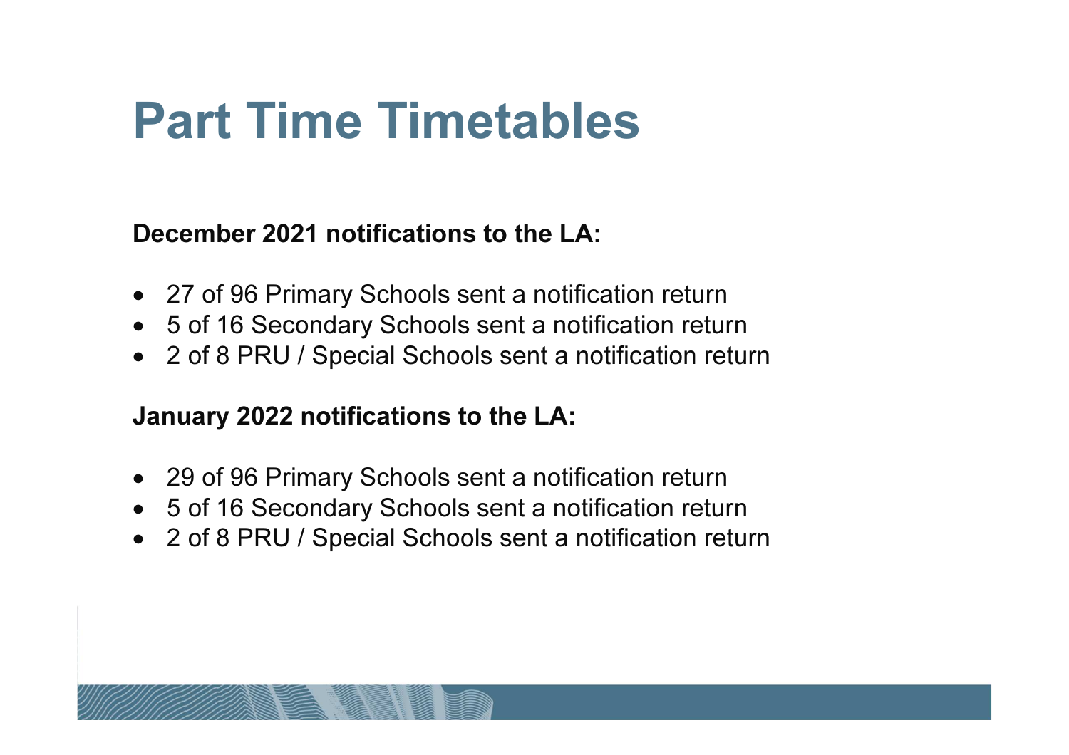# Part Time Timetables

**December 2021 notifications to the LA:**

- 27 of 96 Primary Schools sent a notification return
- 5 of 16 Secondary Schools sent a notification return
- 2 of 8 PRU / Special Schools sent a notification return

**January 2022 notifications to the LA:**

- 29 of 96 Primary Schools sent a notification return
- 5 of 16 Secondary Schools sent a notification return
- 2 of 8 PRU / Special Schools sent a notification return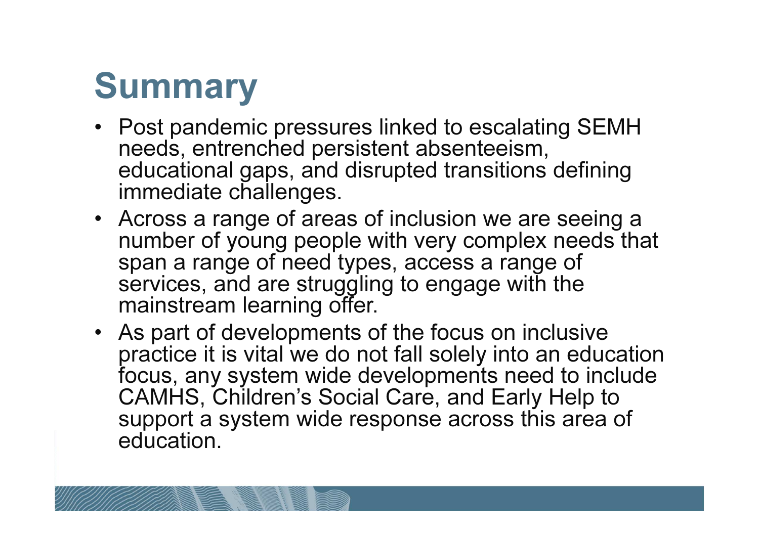# Summary

- Post pandemic pressures linked to escalating SEMH needs, entrenched persistent absenteeism, educational gaps, and disrupted transitions defining immediate challenges.
- Across a range of areas of inclusion we are seeing a number of young people with very complex needs that span a range of need types, access a range of services, and are struggling to engage with the mainstream learning offer.
- As part of developments of the focus on inclusive practice it is vital we do not fall solely into an education focus, any system wide developments need to include CAMHS, Children's Social Care, and Early Help to support a system wide response across this area of education.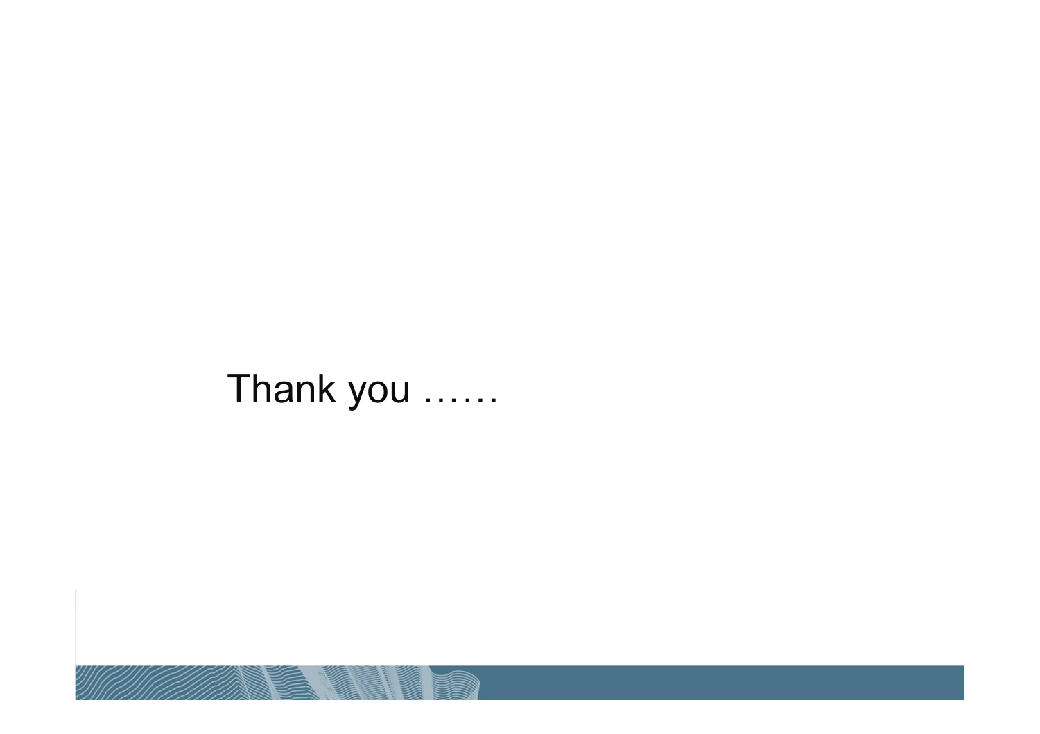Thank you ……